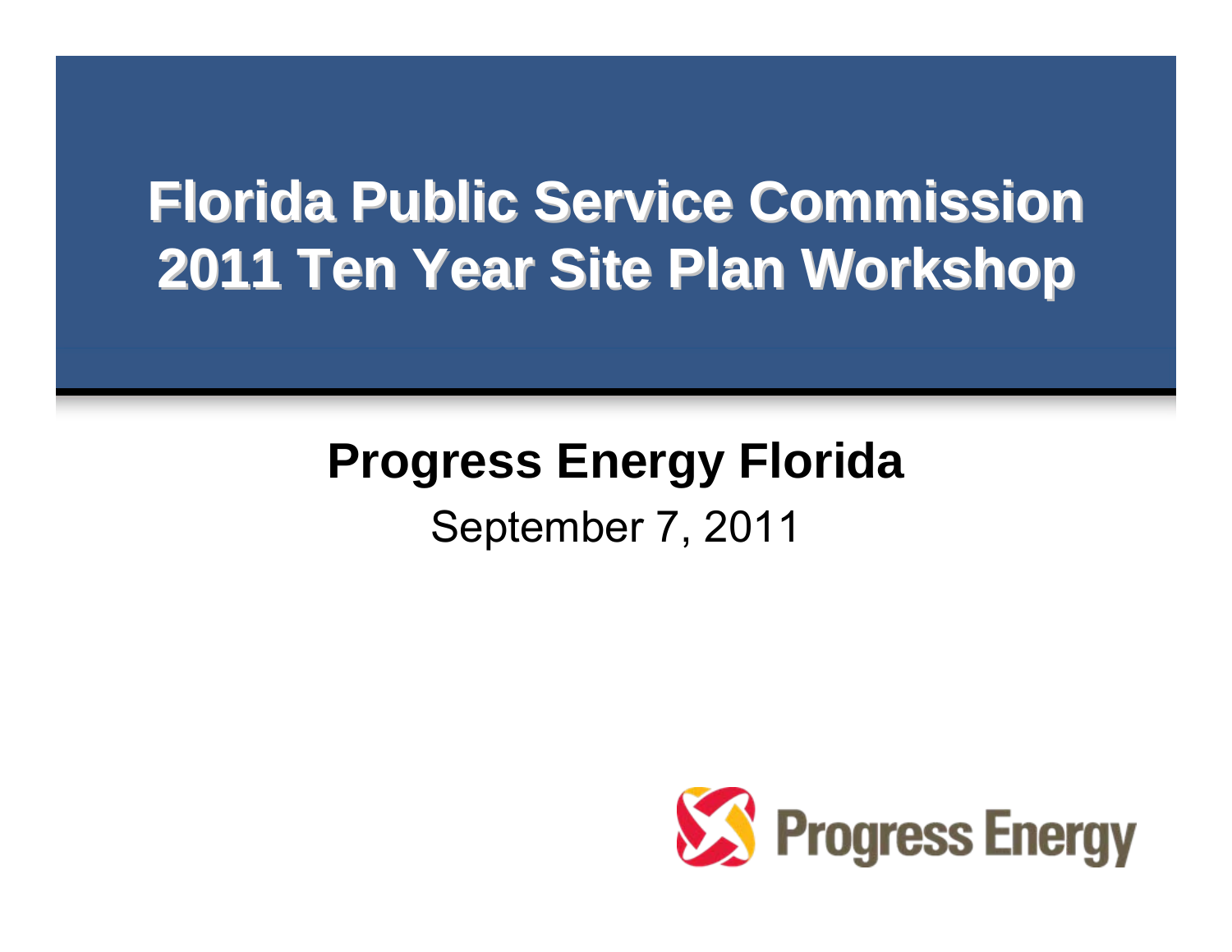# Florida Public Service Commission 2011 Ten Year Site Plan Workshop

## Progress Energy Florida

September 7, 2011

Progress Energy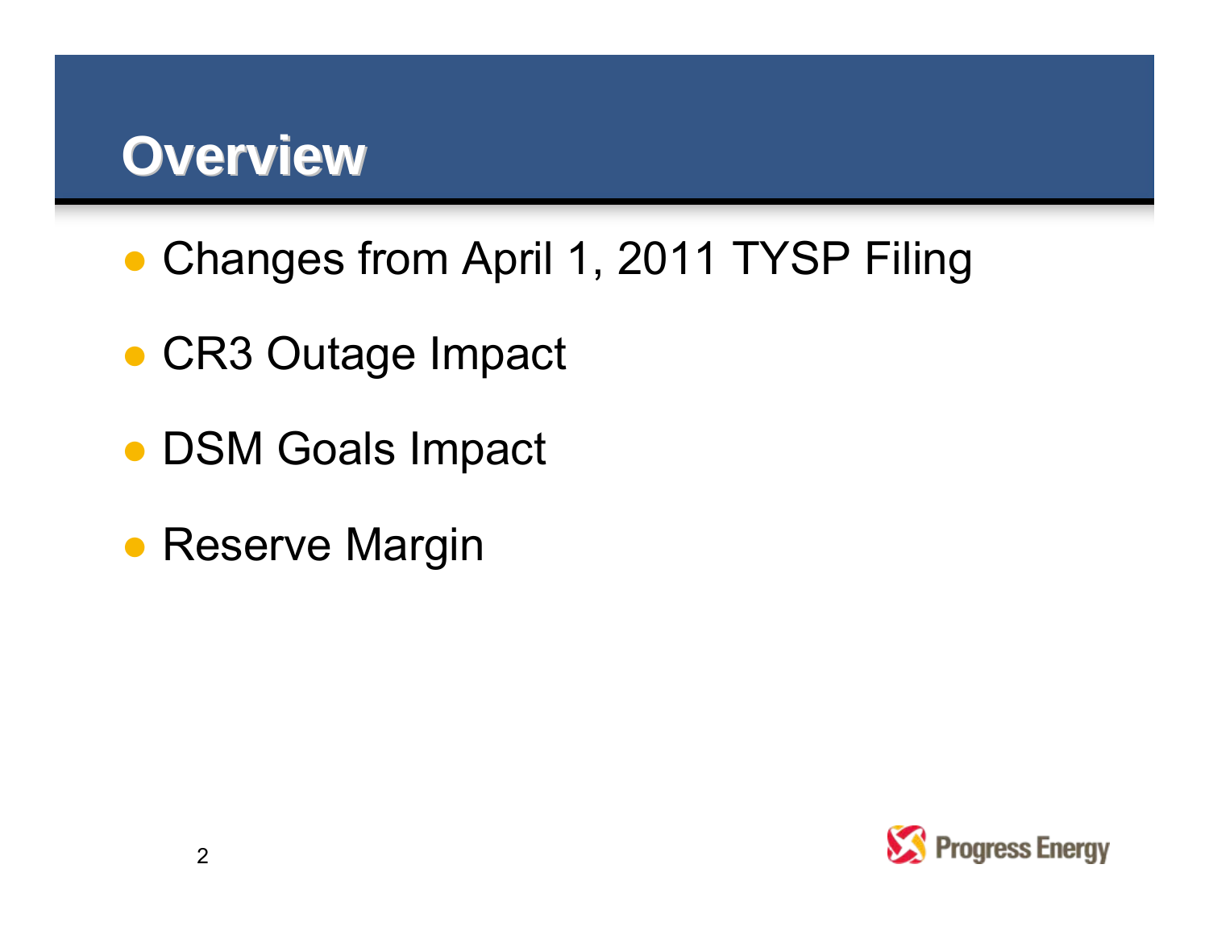# Overview

- Changes from April 1, 2011 TYSP Filing
- CR3 Outage Impact
- DSM Goals Impact
- Reserve Margin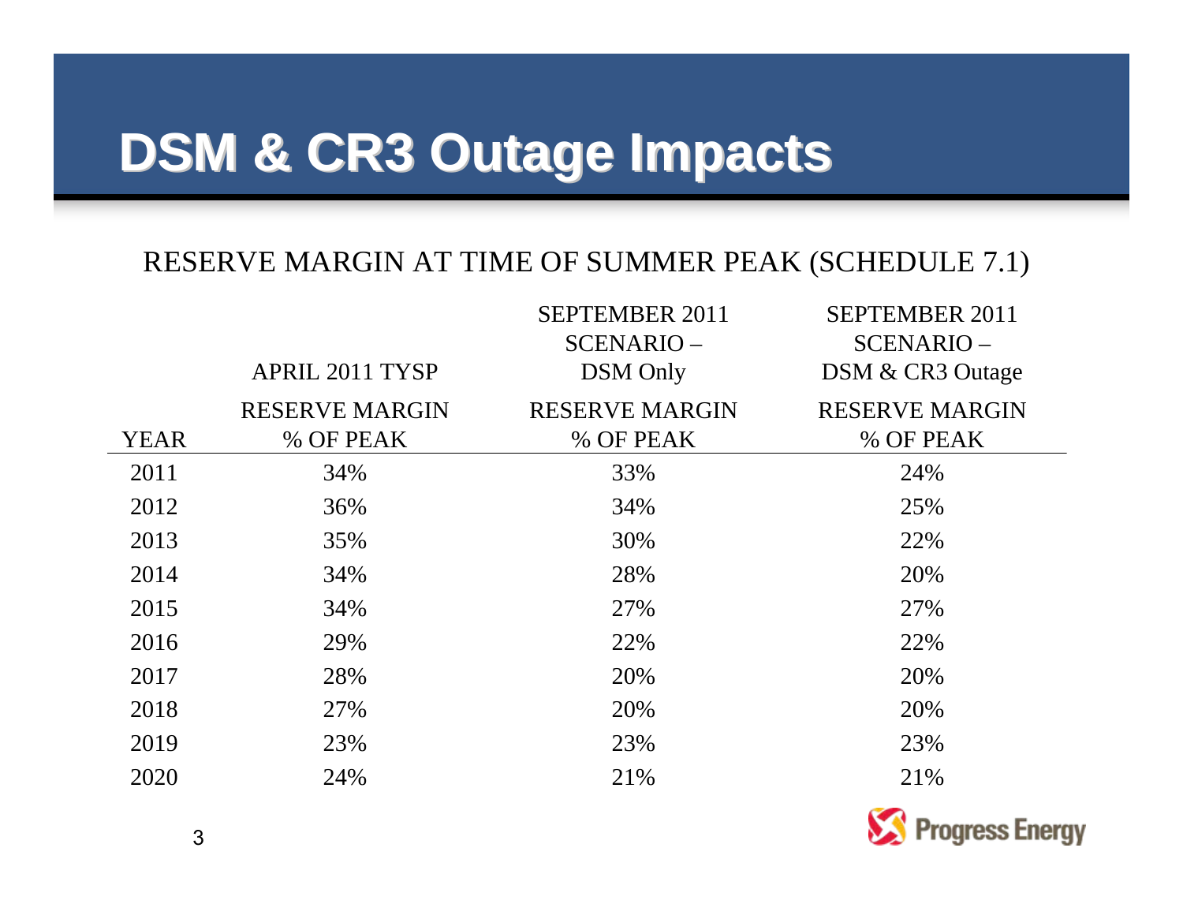# DSM & CR3 Outage Impacts

RESERVE MARGIN AT TIME OF SUMMER PEAK (SCHEDULE 7.1)

| YEAR | APRIL 2011 TYSP RESERVE MARGIN % OF PEAK | SEPTEMBER 2011 SCENARIO – DSM Only RESERVE MARGIN % OF PEAK | SEPTEMBER 2011 SCENARIO – DSM & CR3 Outage RESERVE MARGIN % OF PEAK |
|---|---|---|---|
| 2011 | 34% | 33% | 24% |
| 2012 | 36% | 34% | 25% |
| 2013 | 35% | 30% | 22% |
| 2014 | 34% | 28% | 20% |
| 2015 | 34% | 27% | 27% |
| 2016 | 29% | 22% | 22% |
| 2017 | 28% | 20% | 20% |
| 2018 | 27% | 20% | 20% |
| 2019 | 23% | 23% | 23% |
| 2020 | 24% | 21% | 21% |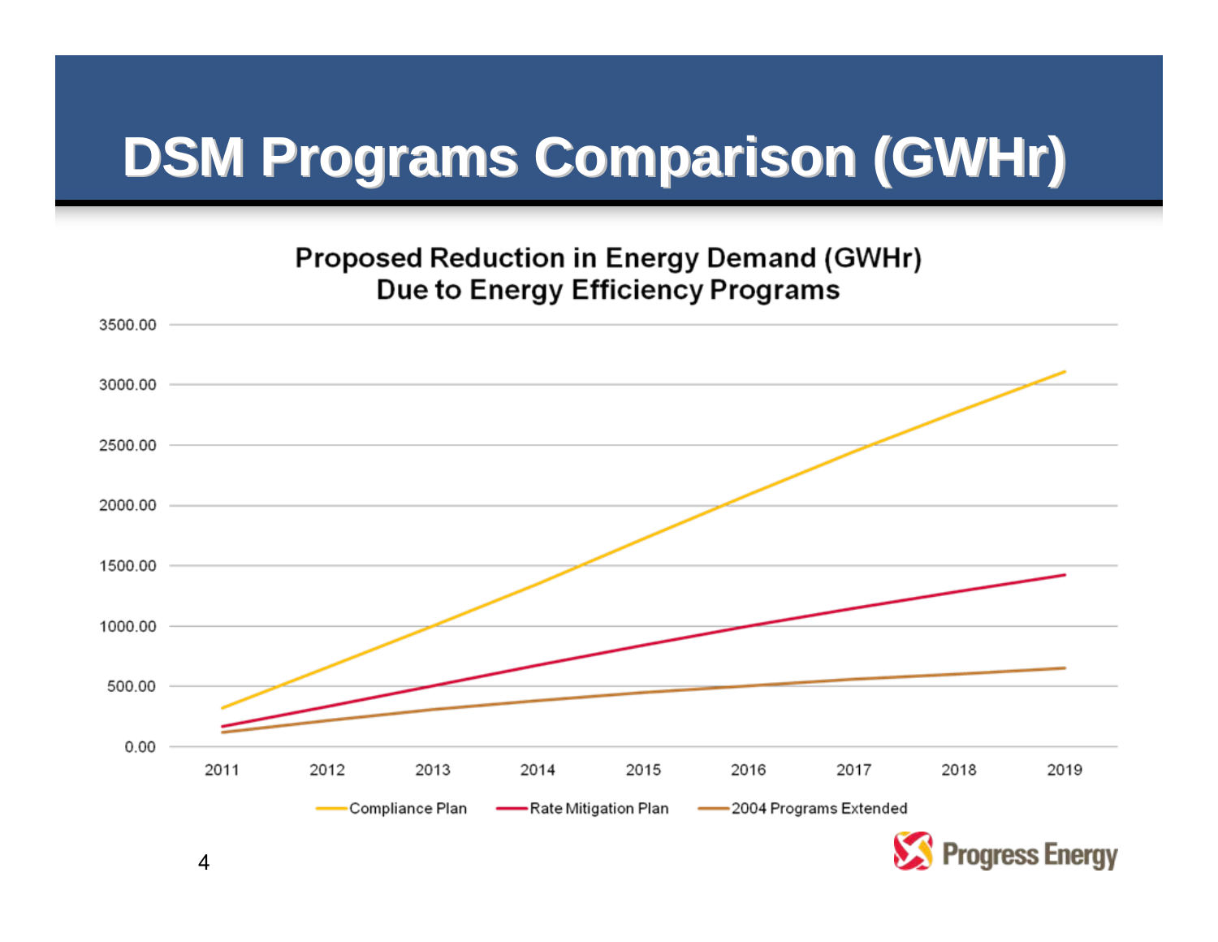# DSM Programs Comparison (GWHr)

**Proposed Reduction in Energy Demand (GWHr)**
**Due to Energy Efficiency Programs**

3500.00
3000.00
2500.00
2000.00
1500.00
1000.00
500.00
0.00

2011 2012 2013 2014 2015 2016 2017 2018 2019

Compliance Plan — Rate Mitigation Plan — 2004 Programs Extended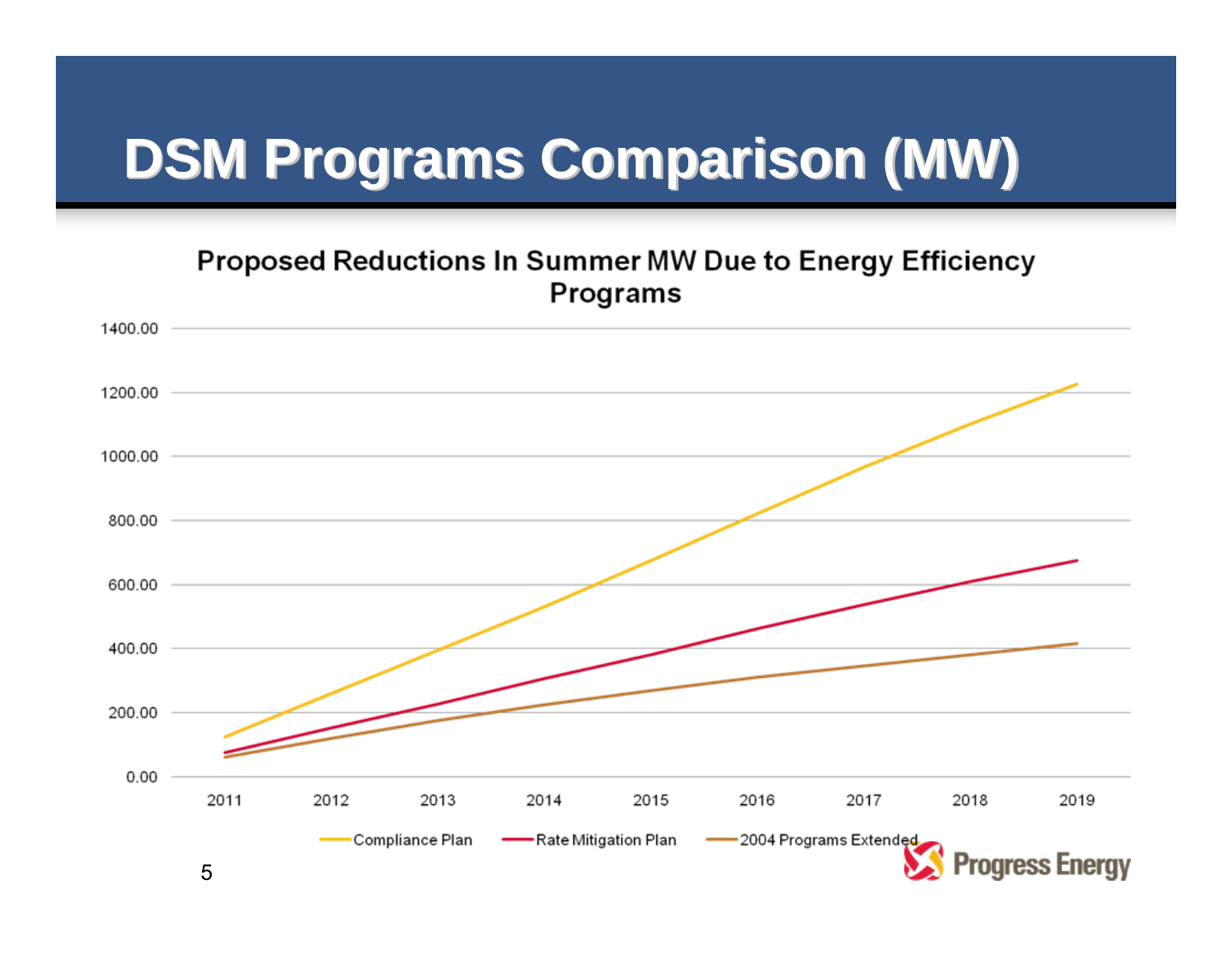# DSM Programs Comparison (MW)

**Proposed Reductions In Summer MW Due to Energy Efficiency Programs**

1400.00
1200.00
1000.00
800.00
600.00
400.00
200.00
0.00

2011 2012 2013 2014 2015 2016 2017 2018 2019

Compliance Plan — Rate Mitigation Plan — 2004 Programs Extended

Progress Energy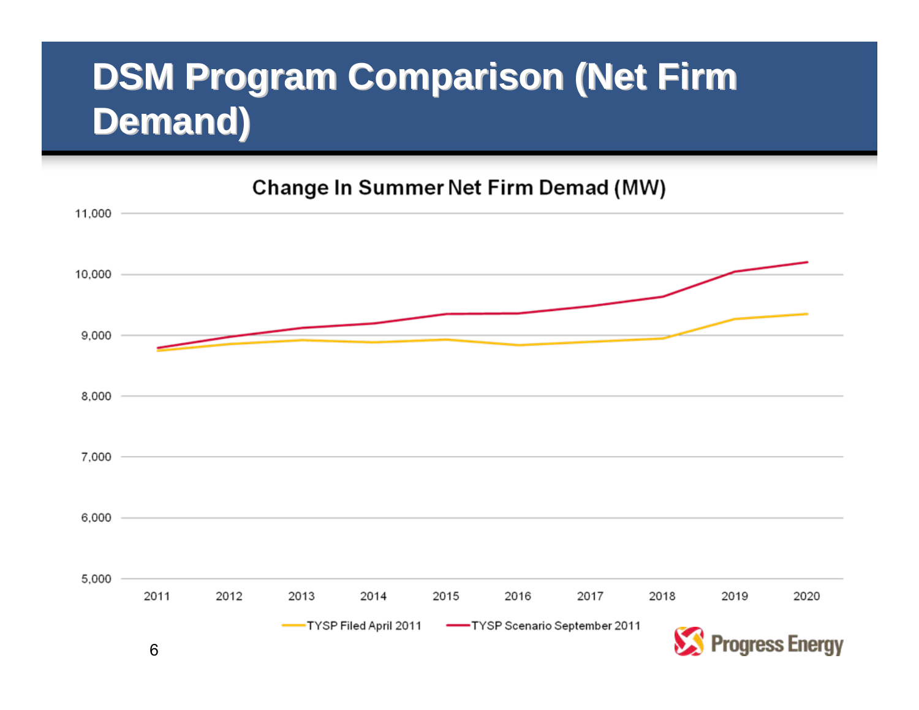# DSM Program Comparison (Net Firm Demand)

**Change In Summer Net Firm Demad (MW)**

Y-axis: 5,000 – 11,000

X-axis: 2011, 2012, 2013, 2014, 2015, 2016, 2017, 2018, 2019, 2020

Legend: TYSP Filed April 2011; TYSP Scenario September 2011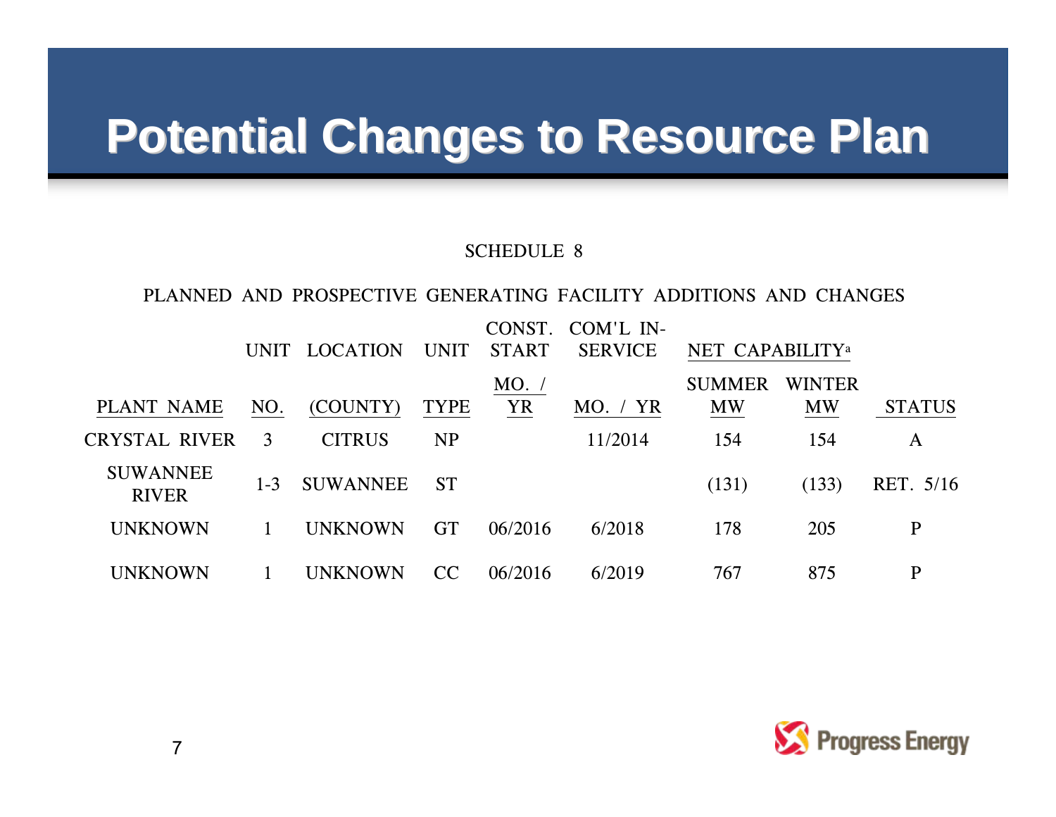# Potential Changes to Resource Plan

SCHEDULE 8

PLANNED AND PROSPECTIVE GENERATING FACILITY ADDITIONS AND CHANGES

| PLANT NAME | UNIT NO. | LOCATION (COUNTY) | UNIT TYPE | CONST. START MO. / YR | COM'L IN-SERVICE MO. / YR | NET CAPABILITY[a] SUMMER MW | WINTER MW | STATUS |
|---|---|---|---|---|---|---|---|---|
| CRYSTAL RIVER | 3 | CITRUS | NP | | 11/2014 | 154 | 154 | A |
| SUWANNEE RIVER | 1-3 | SUWANNEE | ST | | | (131) | (133) | RET. 5/16 |
| UNKNOWN | 1 | UNKNOWN | GT | 06/2016 | 6/2018 | 178 | 205 | P |
| UNKNOWN | 1 | UNKNOWN | CC | 06/2016 | 6/2019 | 767 | 875 | P |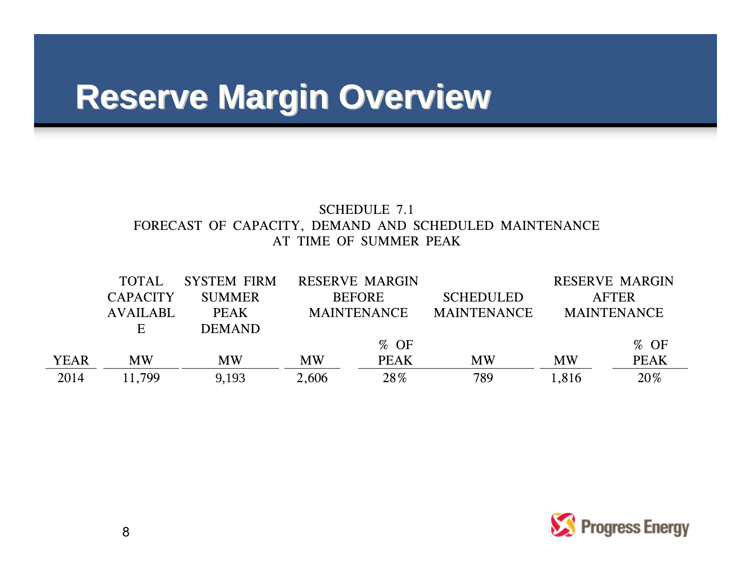# Reserve Margin Overview

SCHEDULE 7.1
FORECAST OF CAPACITY, DEMAND AND SCHEDULED MAINTENANCE
AT TIME OF SUMMER PEAK

| | TOTAL CAPACITY AVAILABLE | SYSTEM FIRM SUMMER PEAK DEMAND | RESERVE MARGIN BEFORE MAINTENANCE | | SCHEDULED MAINTENANCE | RESERVE MARGIN AFTER MAINTENANCE | |
|---|---|---|---|---|---|---|---|
| YEAR | MW | MW | MW | % OF PEAK | MW | MW | % OF PEAK |
| 2014 | 11,799 | 9,193 | 2,606 | 28% | 789 | 1,816 | 20% |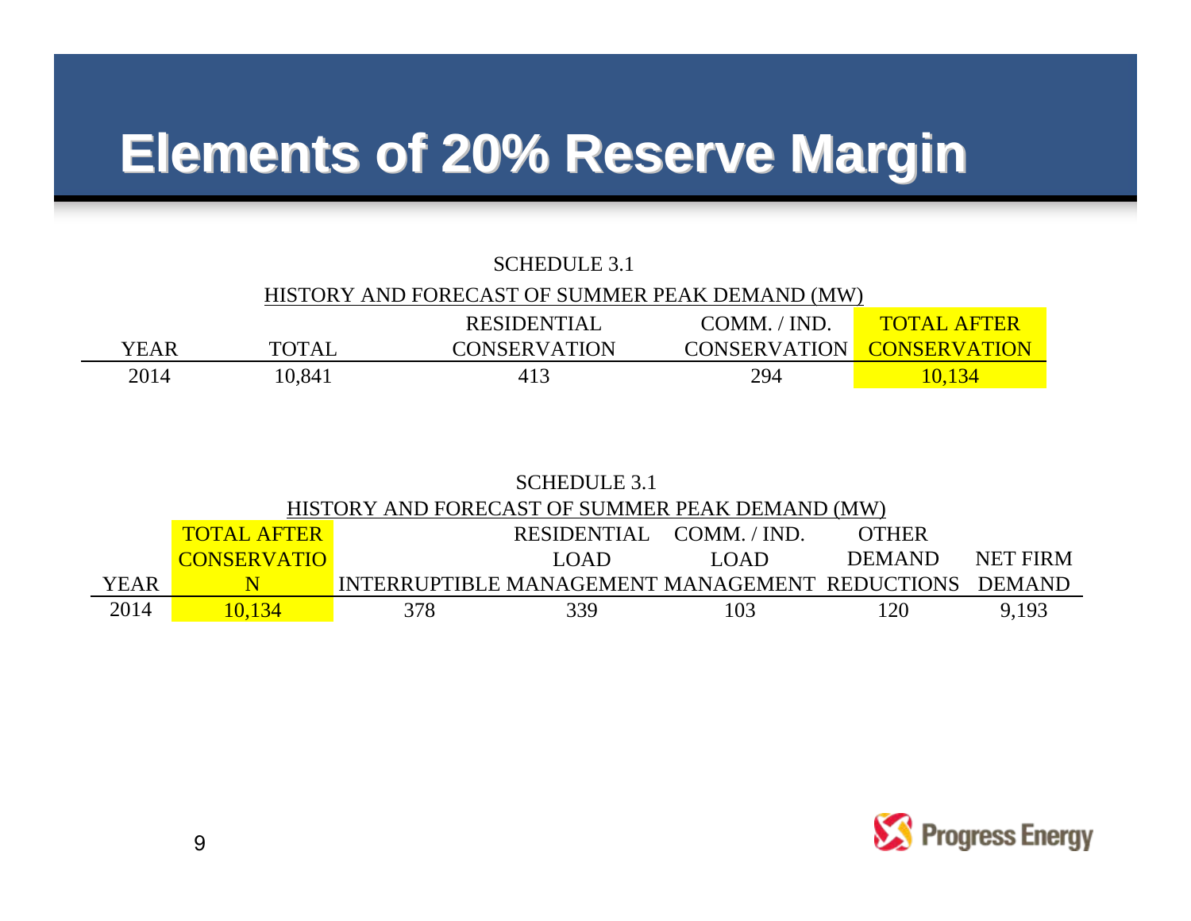# Elements of 20% Reserve Margin

SCHEDULE 3.1

HISTORY AND FORECAST OF SUMMER PEAK DEMAND (MW)

| YEAR | TOTAL | RESIDENTIAL CONSERVATION | COMM. / IND. CONSERVATION | TOTAL AFTER CONSERVATION |
|---|---|---|---|---|
| 2014 | 10,841 | 413 | 294 | 10,134 |

SCHEDULE 3.1

HISTORY AND FORECAST OF SUMMER PEAK DEMAND (MW)

| YEAR | TOTAL AFTER CONSERVATION | INTERRUPTIBLE | RESIDENTIAL LOAD MANAGEMENT | COMM. / IND. LOAD MANAGEMENT | OTHER DEMAND REDUCTIONS | NET FIRM DEMAND |
|---|---|---|---|---|---|---|
| 2014 | 10,134 | 378 | 339 | 103 | 120 | 9,193 |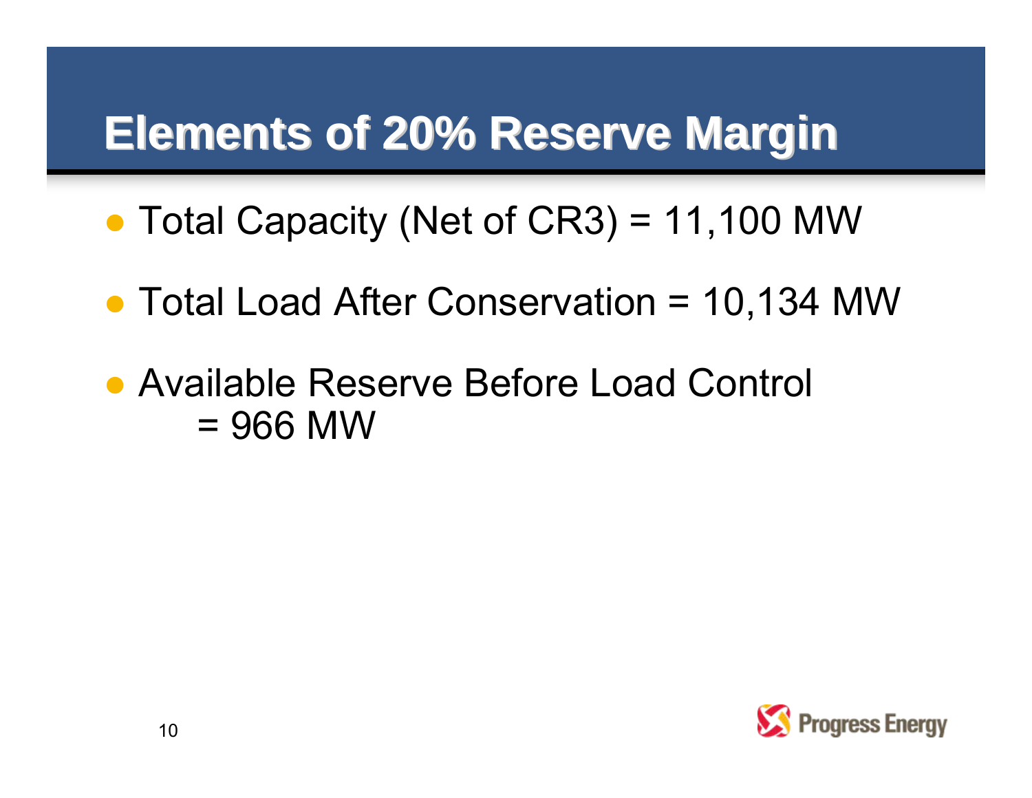# Elements of 20% Reserve Margin

- Total Capacity (Net of CR3) = 11,100 MW
- Total Load After Conservation = 10,134 MW
- Available Reserve Before Load Control = 966 MW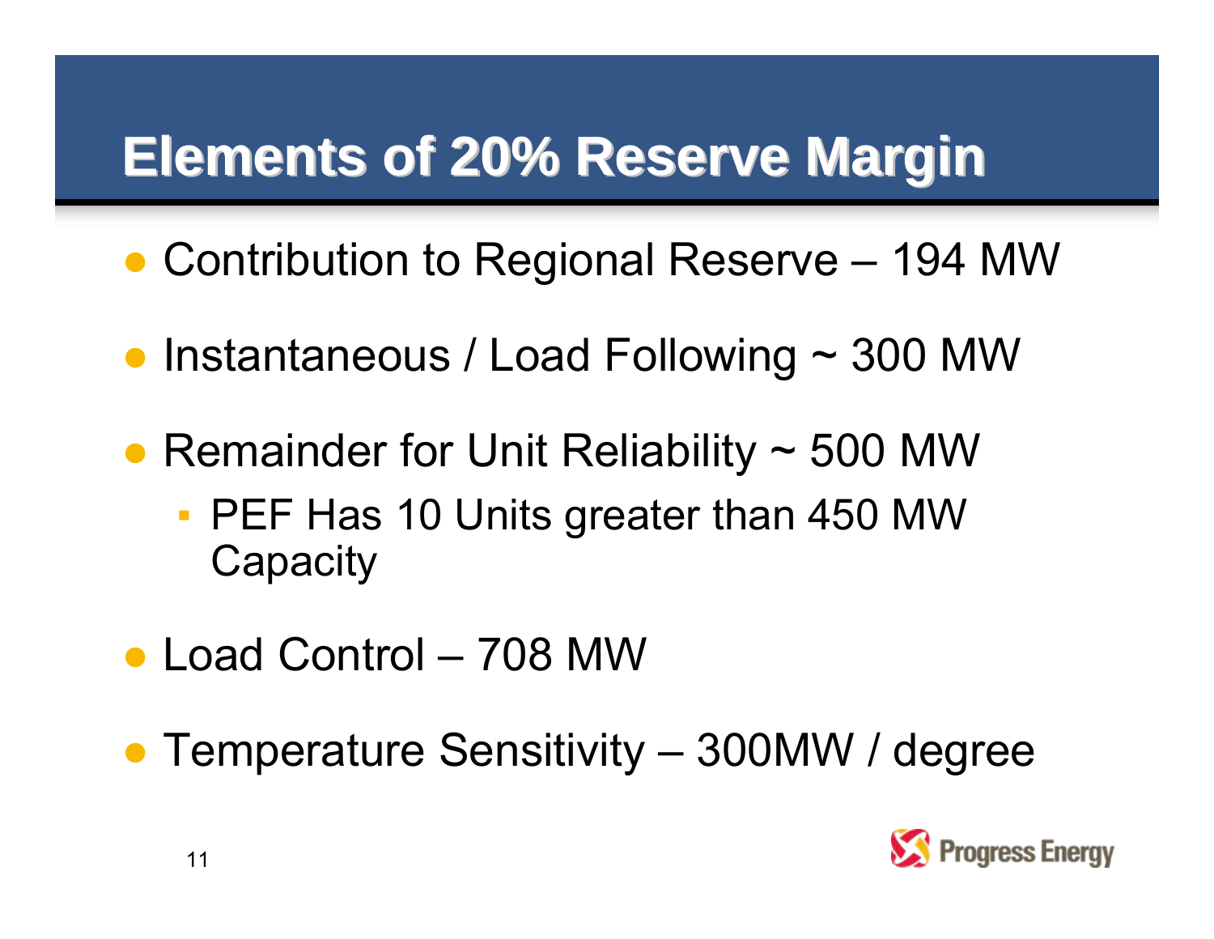# Elements of 20% Reserve Margin

- Contribution to Regional Reserve – 194 MW
- Instantaneous / Load Following ~ 300 MW
- Remainder for Unit Reliability ~ 500 MW
  - PEF Has 10 Units greater than 450 MW Capacity
- Load Control – 708 MW
- Temperature Sensitivity – 300MW / degree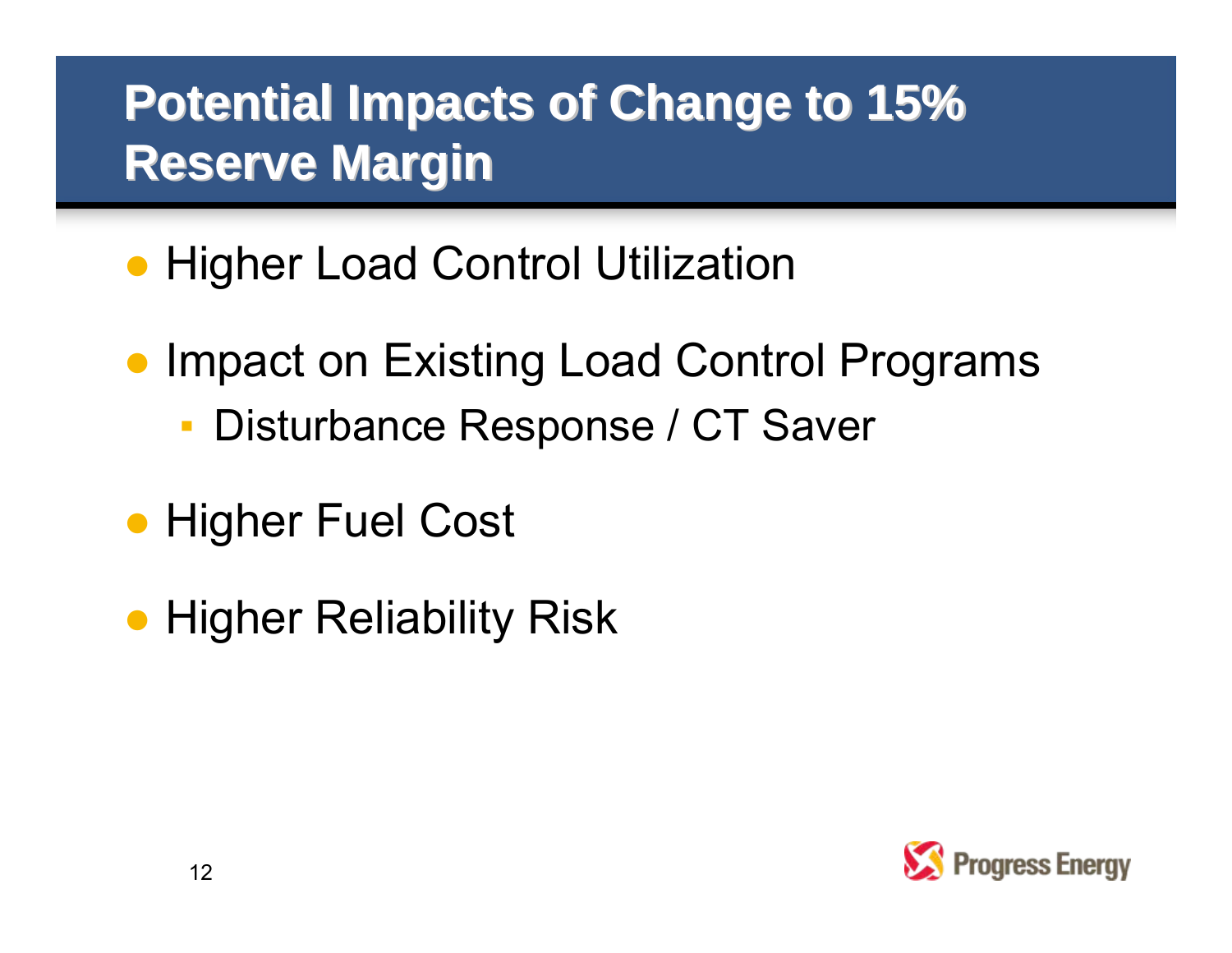# Potential Impacts of Change to 15% Reserve Margin

- Higher Load Control Utilization
- Impact on Existing Load Control Programs
  - Disturbance Response / CT Saver
- Higher Fuel Cost
- Higher Reliability Risk